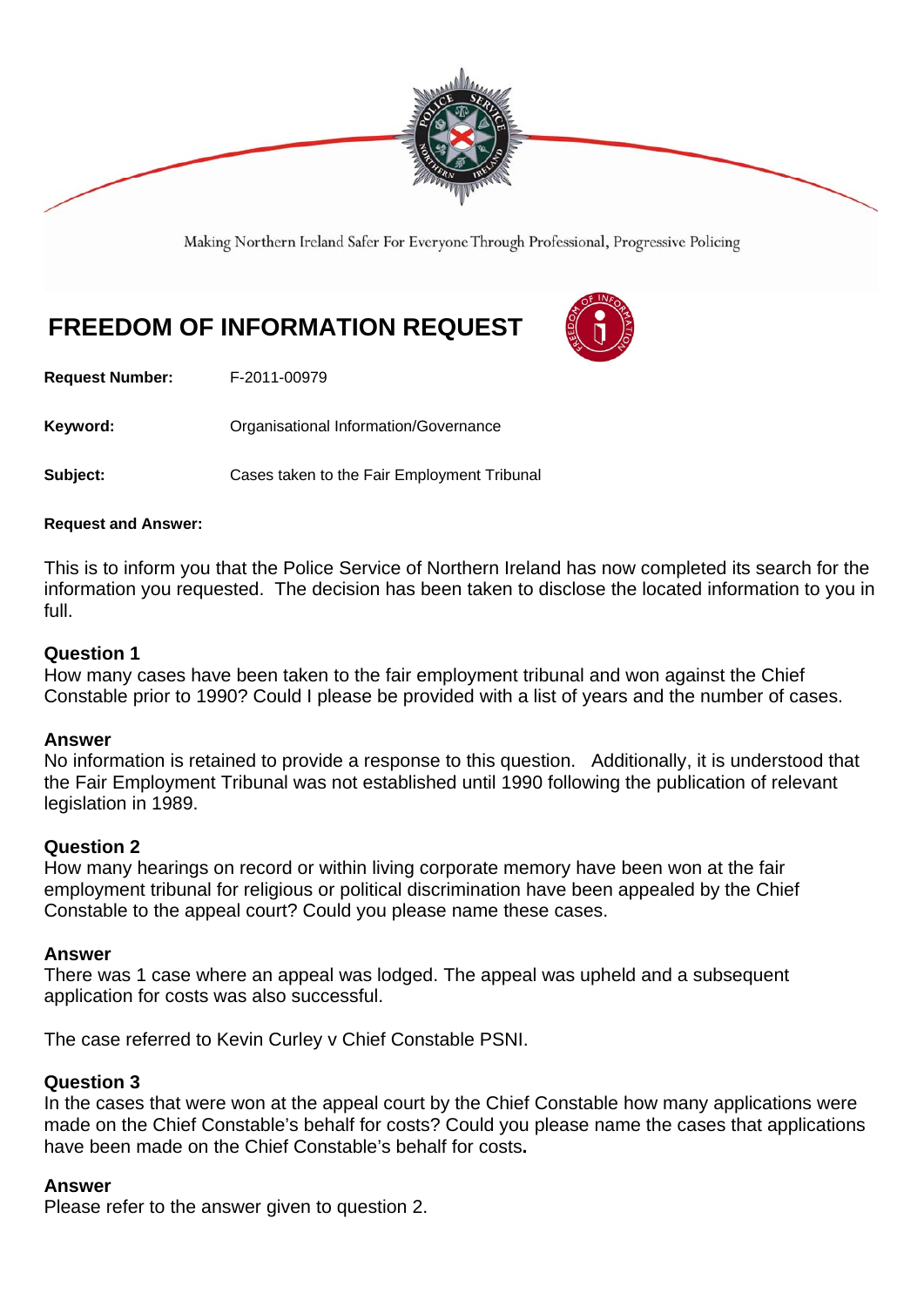Making Northern Ireland Safer For Everyone Through Professional, Progressive Policing

# FREEDOM OF INFORMATION REQUEST

**Request Number:** F-2011-00979

**Keyword:** Organisational Information/Governance

**Subject:** Cases taken to the Fair Employment Tribunal

**Request and Answer:**

This is to inform you that the Police Service of Northern Ireland has now completed its search for the information you requested. The decision has been taken to disclose the located information to you in full.

**Question 1**
How many cases have been taken to the fair employment tribunal and won against the Chief Constable prior to 1990? Could I please be provided with a list of years and the number of cases.

**Answer**
No information is retained to provide a response to this question. Additionally, it is understood that the Fair Employment Tribunal was not established until 1990 following the publication of relevant legislation in 1989.

**Question 2**
How many hearings on record or within living corporate memory have been won at the fair employment tribunal for religious or political discrimination have been appealed by the Chief Constable to the appeal court? Could you please name these cases.

**Answer**
There was 1 case where an appeal was lodged. The appeal was upheld and a subsequent application for costs was also successful.

The case referred to Kevin Curley v Chief Constable PSNI.

**Question 3**
In the cases that were won at the appeal court by the Chief Constable how many applications were made on the Chief Constable's behalf for costs? Could you please name the cases that applications have been made on the Chief Constable's behalf for costs**.**

**Answer**
Please refer to the answer given to question 2.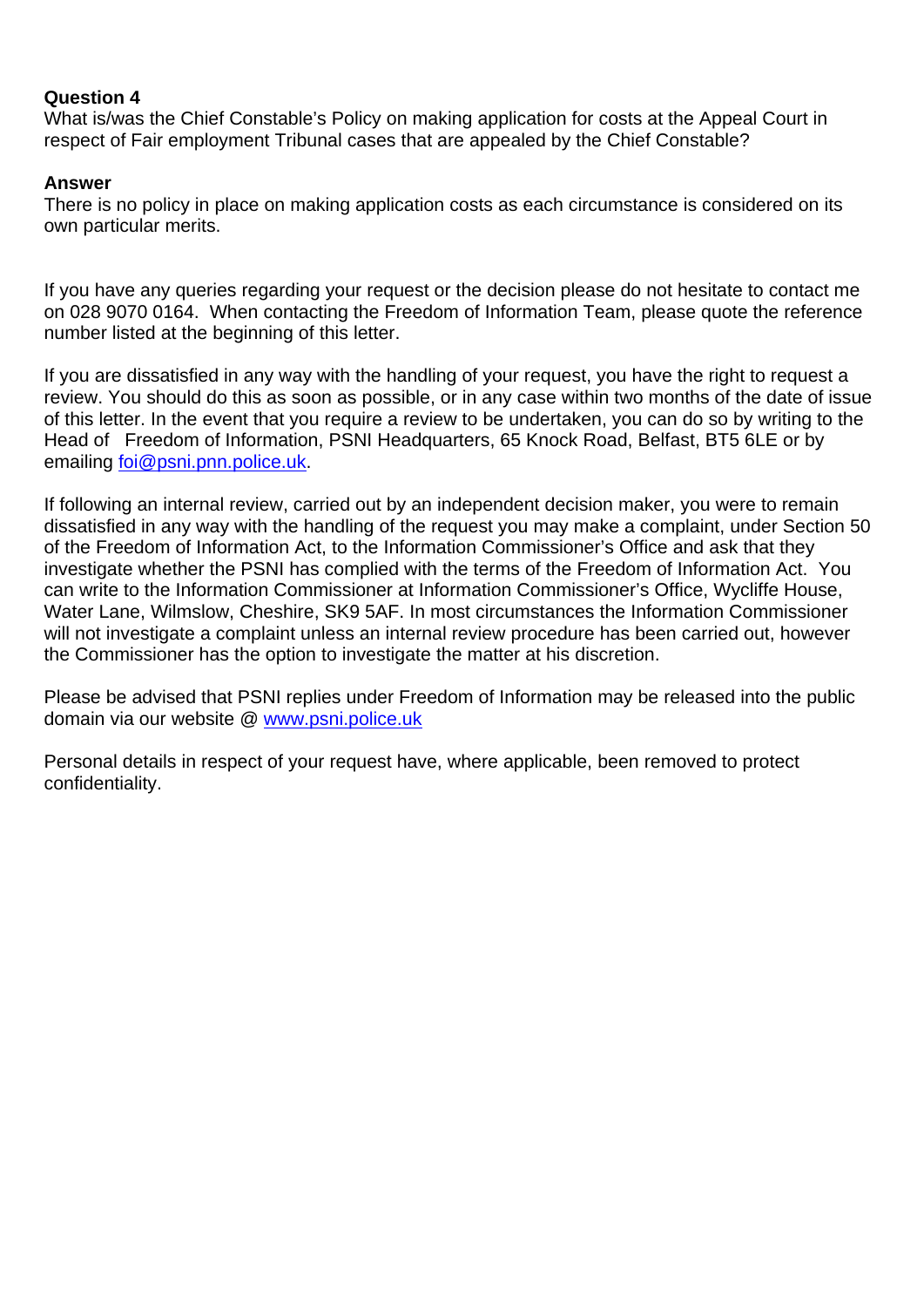**Question 4**
What is/was the Chief Constable's Policy on making application for costs at the Appeal Court in respect of Fair employment Tribunal cases that are appealed by the Chief Constable?

**Answer**
There is no policy in place on making application costs as each circumstance is considered on its own particular merits.

If you have any queries regarding your request or the decision please do not hesitate to contact me on 028 9070 0164. When contacting the Freedom of Information Team, please quote the reference number listed at the beginning of this letter.

If you are dissatisfied in any way with the handling of your request, you have the right to request a review. You should do this as soon as possible, or in any case within two months of the date of issue of this letter. In the event that you require a review to be undertaken, you can do so by writing to the Head of Freedom of Information, PSNI Headquarters, 65 Knock Road, Belfast, BT5 6LE or by emailing [foi@psni.pnn.police.uk](mailto:foi@psni.pnn.police.uk).

If following an internal review, carried out by an independent decision maker, you were to remain dissatisfied in any way with the handling of the request you may make a complaint, under Section 50 of the Freedom of Information Act, to the Information Commissioner's Office and ask that they investigate whether the PSNI has complied with the terms of the Freedom of Information Act. You can write to the Information Commissioner at Information Commissioner's Office, Wycliffe House, Water Lane, Wilmslow, Cheshire, SK9 5AF. In most circumstances the Information Commissioner will not investigate a complaint unless an internal review procedure has been carried out, however the Commissioner has the option to investigate the matter at his discretion.

Please be advised that PSNI replies under Freedom of Information may be released into the public domain via our website @ [www.psni.police.uk](http://www.psni.police.uk)

Personal details in respect of your request have, where applicable, been removed to protect confidentiality.